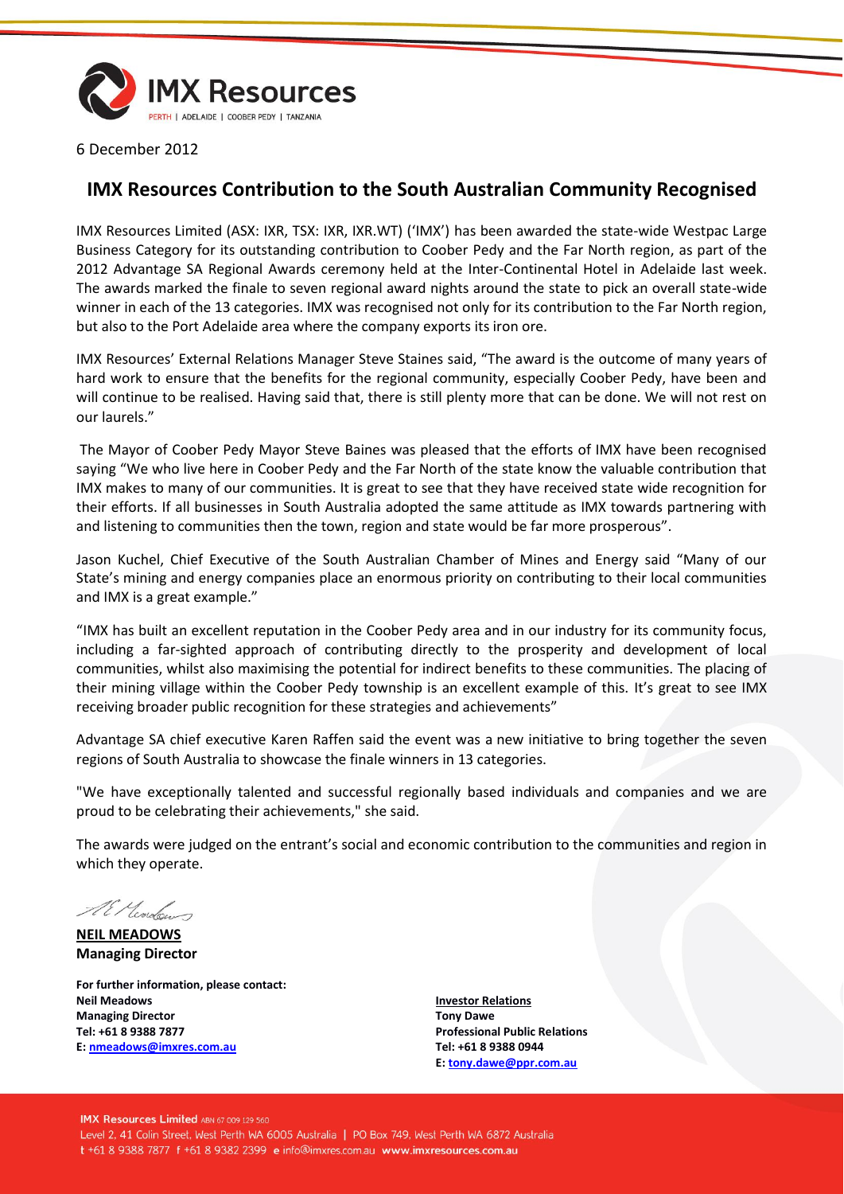IMX Resources

PERTH | ADELAIDE | COOBER PEDY | TANZANIA

6 December 2012

## IMX Resources Contribution to the South Australian Community Recognised

IMX Resources Limited (ASX: IXR, TSX: IXR, IXR.WT) ('IMX') has been awarded the state-wide Westpac Large Business Category for its outstanding contribution to Coober Pedy and the Far North region, as part of the 2012 Advantage SA Regional Awards ceremony held at the Inter-Continental Hotel in Adelaide last week. The awards marked the finale to seven regional award nights around the state to pick an overall state-wide winner in each of the 13 categories. IMX was recognised not only for its contribution to the Far North region, but also to the Port Adelaide area where the company exports its iron ore.

IMX Resources' External Relations Manager Steve Staines said, "The award is the outcome of many years of hard work to ensure that the benefits for the regional community, especially Coober Pedy, have been and will continue to be realised. Having said that, there is still plenty more that can be done. We will not rest on our laurels."

The Mayor of Coober Pedy Mayor Steve Baines was pleased that the efforts of IMX have been recognised saying "We who live here in Coober Pedy and the Far North of the state know the valuable contribution that IMX makes to many of our communities. It is great to see that they have received state wide recognition for their efforts. If all businesses in South Australia adopted the same attitude as IMX towards partnering with and listening to communities then the town, region and state would be far more prosperous".

Jason Kuchel, Chief Executive of the South Australian Chamber of Mines and Energy said "Many of our State's mining and energy companies place an enormous priority on contributing to their local communities and IMX is a great example."

"IMX has built an excellent reputation in the Coober Pedy area and in our industry for its community focus, including a far-sighted approach of contributing directly to the prosperity and development of local communities, whilst also maximising the potential for indirect benefits to these communities. The placing of their mining village within the Coober Pedy township is an excellent example of this. It's great to see IMX receiving broader public recognition for these strategies and achievements"

Advantage SA chief executive Karen Raffen said the event was a new initiative to bring together the seven regions of South Australia to showcase the finale winners in 13 categories.

"We have exceptionally talented and successful regionally based individuals and companies and we are proud to be celebrating their achievements," she said.

The awards were judged on the entrant's social and economic contribution to the communities and region in which they operate.

**NEIL MEADOWS**
**Managing Director**

**For further information, please contact:**

**Neil Meadows**
**Managing Director**
**Tel: +61 8 9388 7877**
**E: nmeadows@imxres.com.au**

**Investor Relations**
**Tony Dawe**
**Professional Public Relations**
**Tel: +61 8 9388 0944**
**E: tony.dawe@ppr.com.au**

**IMX Resources Limited** ABN 67 009 129 560
Level 2, 41 Colin Street, West Perth WA 6005 Australia | PO Box 749, West Perth WA 6872 Australia
t +61 8 9388 7877 f +61 8 9382 2399 e info@imxres.com.au www.imxresources.com.au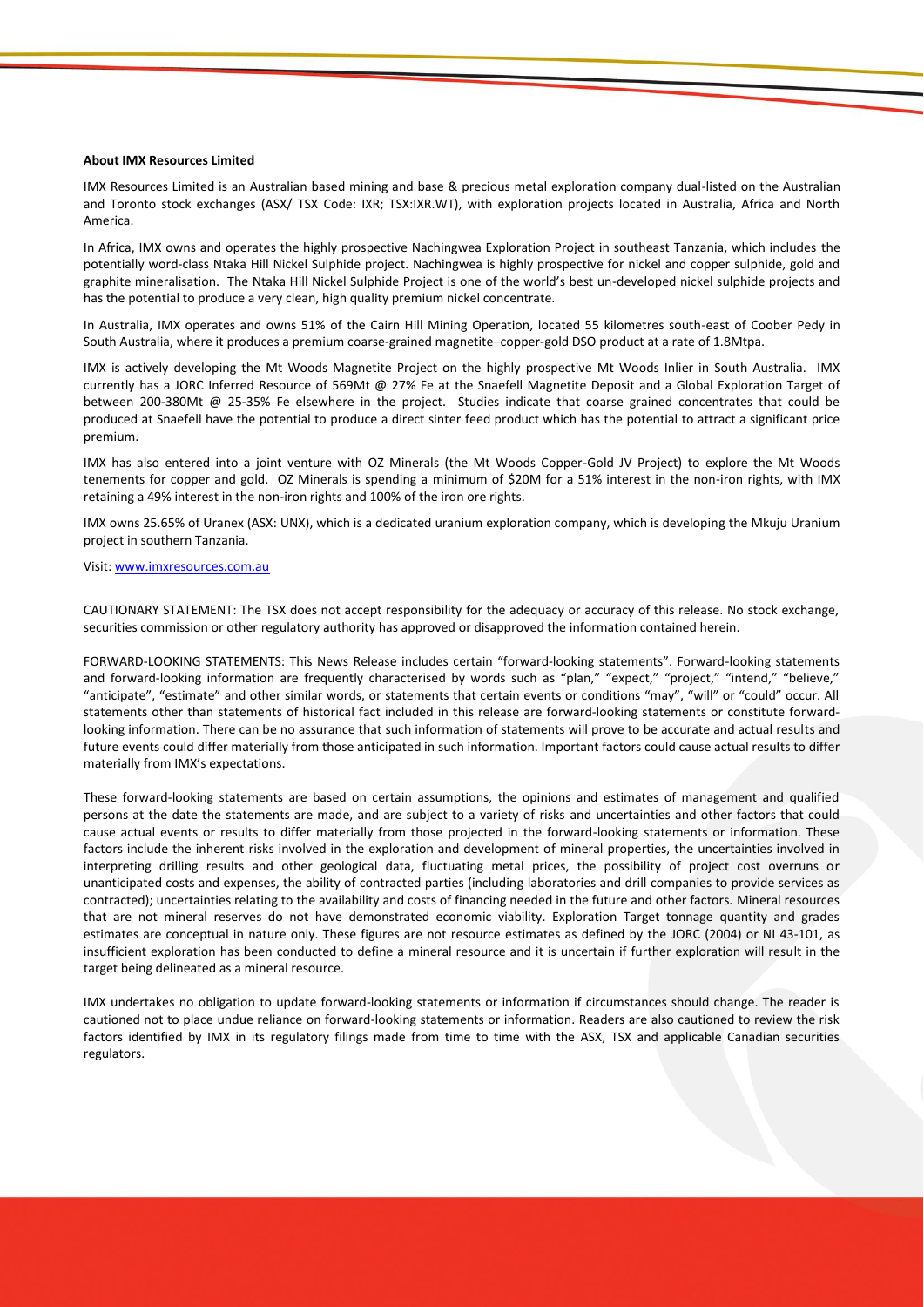**About IMX Resources Limited**

IMX Resources Limited is an Australian based mining and base & precious metal exploration company dual-listed on the Australian and Toronto stock exchanges (ASX/ TSX Code: IXR; TSX:IXR.WT), with exploration projects located in Australia, Africa and North America.

In Africa, IMX owns and operates the highly prospective Nachingwea Exploration Project in southeast Tanzania, which includes the potentially word-class Ntaka Hill Nickel Sulphide project. Nachingwea is highly prospective for nickel and copper sulphide, gold and graphite mineralisation. The Ntaka Hill Nickel Sulphide Project is one of the world's best un-developed nickel sulphide projects and has the potential to produce a very clean, high quality premium nickel concentrate.

In Australia, IMX operates and owns 51% of the Cairn Hill Mining Operation, located 55 kilometres south-east of Coober Pedy in South Australia, where it produces a premium coarse-grained magnetite–copper-gold DSO product at a rate of 1.8Mtpa.

IMX is actively developing the Mt Woods Magnetite Project on the highly prospective Mt Woods Inlier in South Australia. IMX currently has a JORC Inferred Resource of 569Mt @ 27% Fe at the Snaefell Magnetite Deposit and a Global Exploration Target of between 200-380Mt @ 25-35% Fe elsewhere in the project. Studies indicate that coarse grained concentrates that could be produced at Snaefell have the potential to produce a direct sinter feed product which has the potential to attract a significant price premium.

IMX has also entered into a joint venture with OZ Minerals (the Mt Woods Copper-Gold JV Project) to explore the Mt Woods tenements for copper and gold. OZ Minerals is spending a minimum of $20M for a 51% interest in the non-iron rights, with IMX retaining a 49% interest in the non-iron rights and 100% of the iron ore rights.

IMX owns 25.65% of Uranex (ASX: UNX), which is a dedicated uranium exploration company, which is developing the Mkuju Uranium project in southern Tanzania.

Visit: www.imxresources.com.au

CAUTIONARY STATEMENT: The TSX does not accept responsibility for the adequacy or accuracy of this release. No stock exchange, securities commission or other regulatory authority has approved or disapproved the information contained herein.

FORWARD-LOOKING STATEMENTS: This News Release includes certain "forward-looking statements". Forward-looking statements and forward-looking information are frequently characterised by words such as "plan," "expect," "project," "intend," "believe," "anticipate", "estimate" and other similar words, or statements that certain events or conditions "may", "will" or "could" occur. All statements other than statements of historical fact included in this release are forward-looking statements or constitute forward-looking information. There can be no assurance that such information of statements will prove to be accurate and actual results and future events could differ materially from those anticipated in such information. Important factors could cause actual results to differ materially from IMX's expectations.

These forward-looking statements are based on certain assumptions, the opinions and estimates of management and qualified persons at the date the statements are made, and are subject to a variety of risks and uncertainties and other factors that could cause actual events or results to differ materially from those projected in the forward-looking statements or information. These factors include the inherent risks involved in the exploration and development of mineral properties, the uncertainties involved in interpreting drilling results and other geological data, fluctuating metal prices, the possibility of project cost overruns or unanticipated costs and expenses, the ability of contracted parties (including laboratories and drill companies to provide services as contracted); uncertainties relating to the availability and costs of financing needed in the future and other factors. Mineral resources that are not mineral reserves do not have demonstrated economic viability. Exploration Target tonnage quantity and grades estimates are conceptual in nature only. These figures are not resource estimates as defined by the JORC (2004) or NI 43-101, as insufficient exploration has been conducted to define a mineral resource and it is uncertain if further exploration will result in the target being delineated as a mineral resource.

IMX undertakes no obligation to update forward-looking statements or information if circumstances should change. The reader is cautioned not to place undue reliance on forward-looking statements or information. Readers are also cautioned to review the risk factors identified by IMX in its regulatory filings made from time to time with the ASX, TSX and applicable Canadian securities regulators.